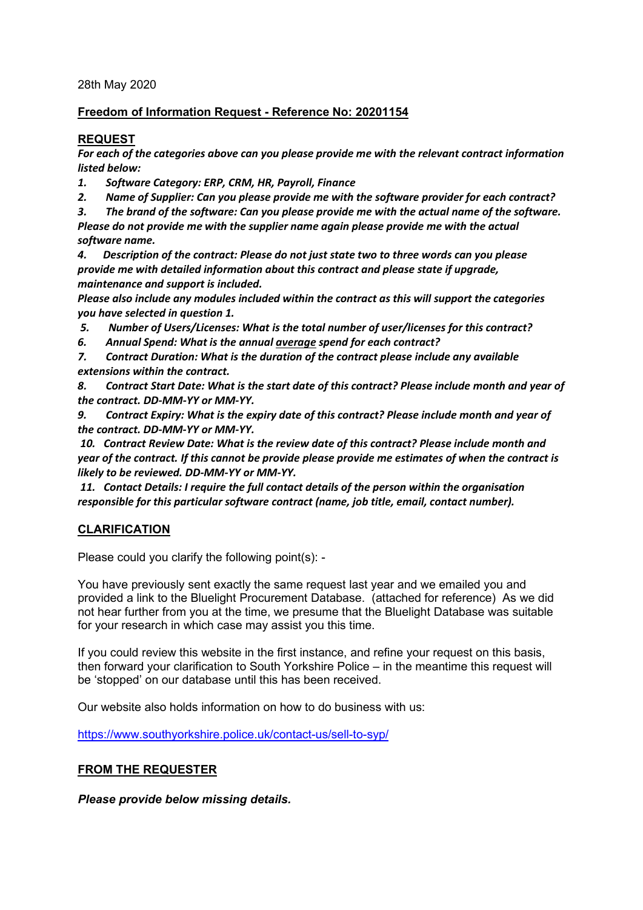28th May 2020

## Freedom of Information Request - Reference No: 20201154

### REQUEST

***For each of the categories above can you please provide me with the relevant contract information listed below:***

1. ***Software Category: ERP, CRM, HR, Payroll, Finance***
2. ***Name of Supplier: Can you please provide me with the software provider for each contract?***
3. ***The brand of the software: Can you please provide me with the actual name of the software. Please do not provide me with the supplier name again please provide me with the actual software name.***
4. ***Description of the contract: Please do not just state two to three words can you please provide me with detailed information about this contract and please state if upgrade, maintenance and support is included. Please also include any modules included within the contract as this will support the categories you have selected in question 1.***
5. ***Number of Users/Licenses: What is the total number of user/licenses for this contract?***
6. ***Annual Spend: What is the annual average spend for each contract?***
7. ***Contract Duration: What is the duration of the contract please include any available extensions within the contract.***
8. ***Contract Start Date: What is the start date of this contract? Please include month and year of the contract. DD-MM-YY or MM-YY.***
9. ***Contract Expiry: What is the expiry date of this contract? Please include month and year of the contract. DD-MM-YY or MM-YY.***
10. ***Contract Review Date: What is the review date of this contract? Please include month and year of the contract. If this cannot be provide please provide me estimates of when the contract is likely to be reviewed. DD-MM-YY or MM-YY.***
11. ***Contact Details: I require the full contact details of the person within the organisation responsible for this particular software contract (name, job title, email, contact number).***

### CLARIFICATION

Please could you clarify the following point(s): -

You have previously sent exactly the same request last year and we emailed you and provided a link to the Bluelight Procurement Database. (attached for reference) As we did not hear further from you at the time, we presume that the Bluelight Database was suitable for your research in which case may assist you this time.

If you could review this website in the first instance, and refine your request on this basis, then forward your clarification to South Yorkshire Police – in the meantime this request will be 'stopped' on our database until this has been received.

Our website also holds information on how to do business with us:

https://www.southyorkshire.police.uk/contact-us/sell-to-syp/

### FROM THE REQUESTER

***Please provide below missing details.***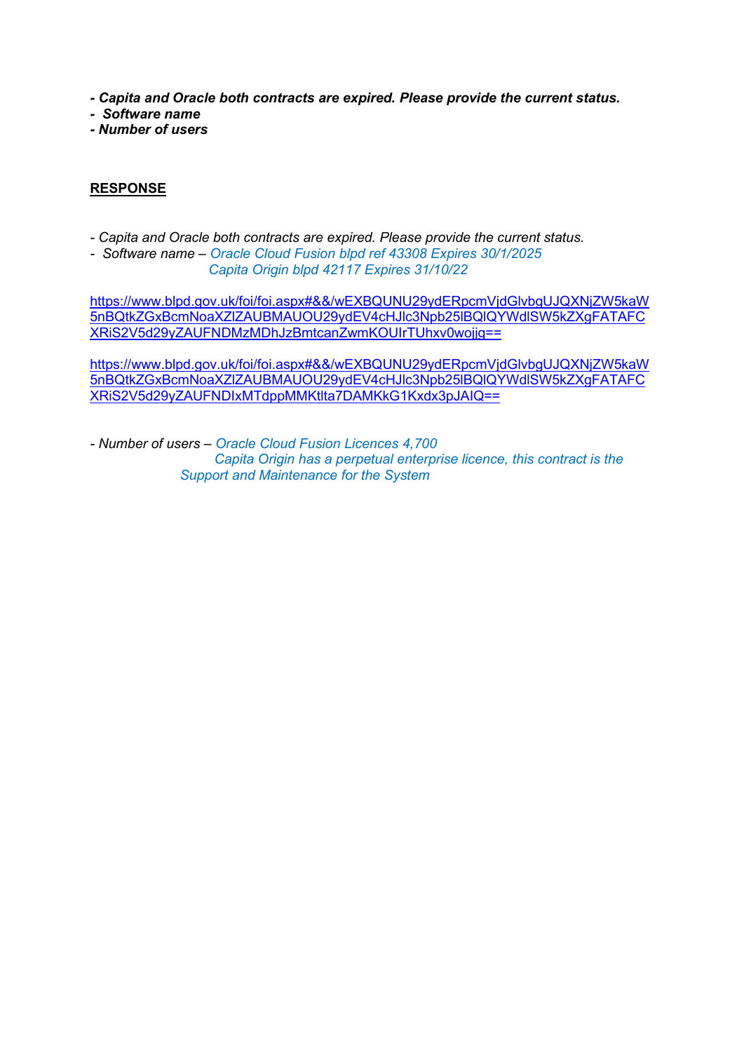***- Capita and Oracle both contracts are expired. Please provide the current status.***
***- Software name***
***- Number of users***

**RESPONSE**

*- Capita and Oracle both contracts are expired. Please provide the current status.*

*- Software name – Oracle Cloud Fusion blpd ref 43308 Expires 30/1/2025*
*Capita Origin blpd 42117 Expires 31/10/22*

https://www.blpd.gov.uk/foi/foi.aspx#&&/wEXBQUNU29ydERpcmVjdGlvbgUJQXNjZW5kaW5nBQtkZGxBcmNoaXZlZAUBMAUOU29ydEV4cHJlc3Npb25lBQlQYWdlSW5kZXgFATAFCXRiS2V5d29yZAUFNDMzMDhJzBmtcanZwmKOUIrTUhxv0wojjg==

https://www.blpd.gov.uk/foi/foi.aspx#&&/wEXBQUNU29ydERpcmVjdGlvbgUJQXNjZW5kaW5nBQtkZGxBcmNoaXZlZAUBMAUOU29ydEV4cHJlc3Npb25lBQlQYWdlSW5kZXgFATAFCXRiS2V5d29yZAUFNDIxMTdppMMKtlta7DAMKkG1Kxdx3pJAIQ==

*- Number of users – Oracle Cloud Fusion Licences 4,700*
*Capita Origin has a perpetual enterprise licence, this contract is the Support and Maintenance for the System*